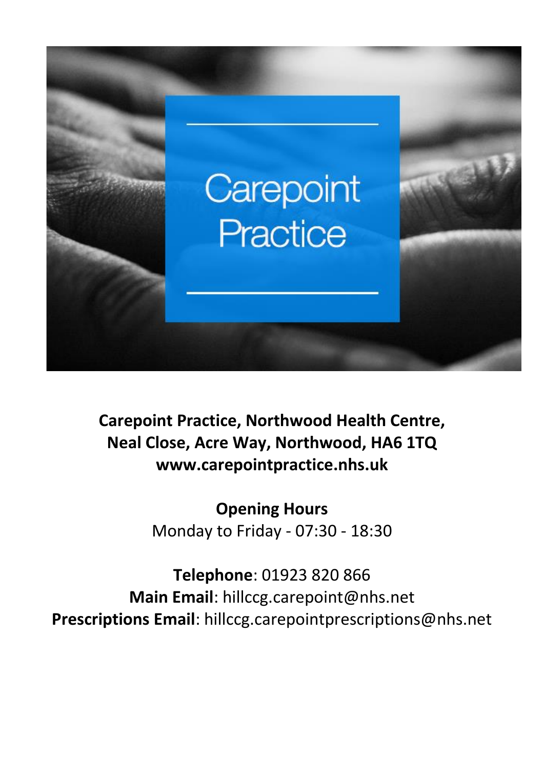# Carepoint Practice

**Carepoint Practice, Northwood Health Centre, Neal Close, Acre Way, Northwood, HA6 1TQ**
**www.carepointpractice.nhs.uk**

**Opening Hours**
Monday to Friday - 07:30 - 18:30

**Telephone**: 01923 820 866
**Main Email**: hillccg.carepoint@nhs.net
**Prescriptions Email**: hillccg.carepointprescriptions@nhs.net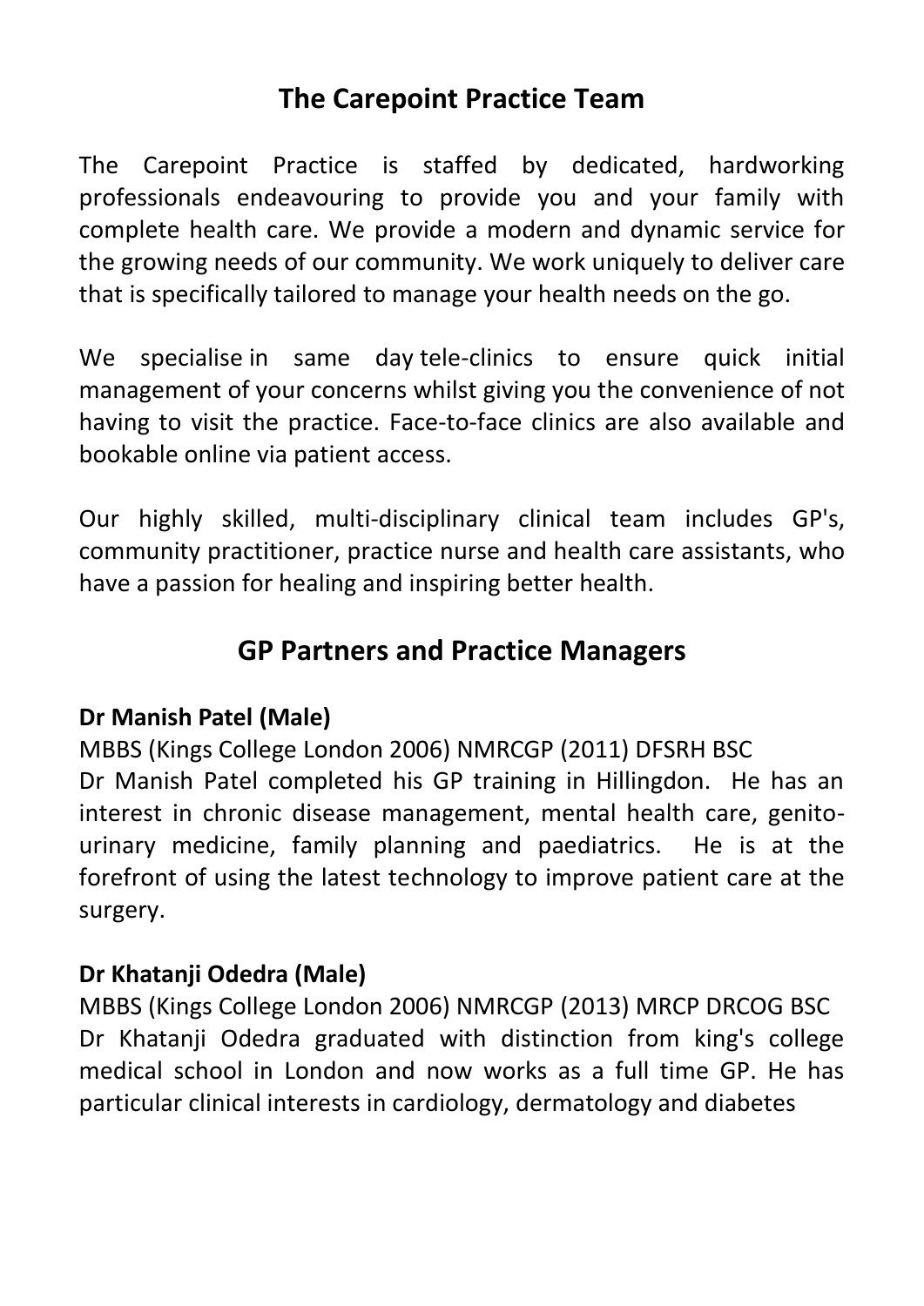# The Carepoint Practice Team

The Carepoint Practice is staffed by dedicated, hardworking professionals endeavouring to provide you and your family with complete health care. We provide a modern and dynamic service for the growing needs of our community. We work uniquely to deliver care that is specifically tailored to manage your health needs on the go.

We specialise in same day tele-clinics to ensure quick initial management of your concerns whilst giving you the convenience of not having to visit the practice. Face-to-face clinics are also available and bookable online via patient access.

Our highly skilled, multi-disciplinary clinical team includes GP's, community practitioner, practice nurse and health care assistants, who have a passion for healing and inspiring better health.

# GP Partners and Practice Managers

**Dr Manish Patel (Male)**

MBBS (Kings College London 2006) NMRCGP (2011) DFSRH BSC

Dr Manish Patel completed his GP training in Hillingdon. He has an interest in chronic disease management, mental health care, genito-urinary medicine, family planning and paediatrics. He is at the forefront of using the latest technology to improve patient care at the surgery.

**Dr Khatanji Odedra (Male)**

MBBS (Kings College London 2006) NMRCGP (2013) MRCP DRCOG BSC

Dr Khatanji Odedra graduated with distinction from king's college medical school in London and now works as a full time GP. He has particular clinical interests in cardiology, dermatology and diabetes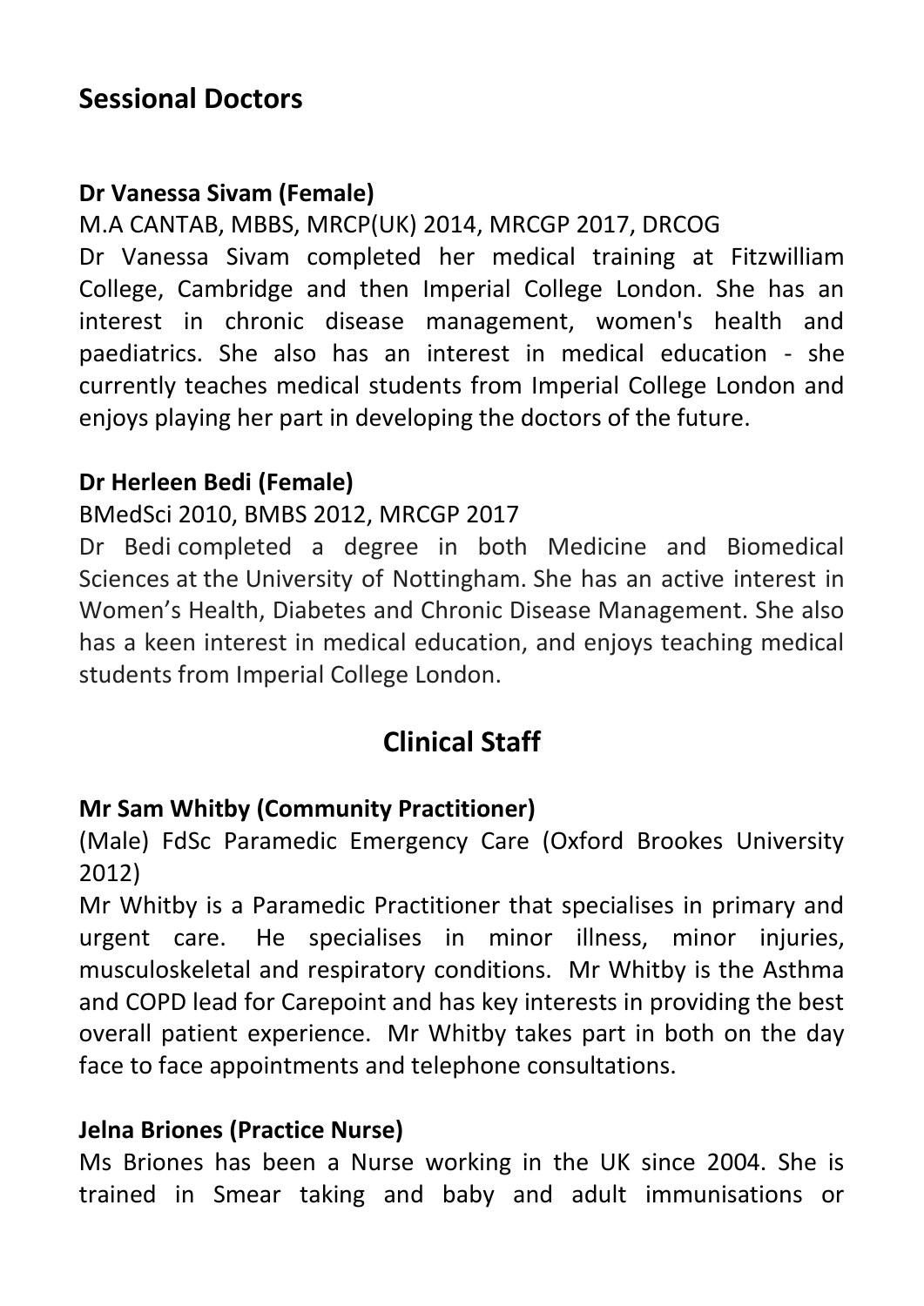## Sessional Doctors

### Dr Vanessa Sivam (Female)

M.A CANTAB, MBBS, MRCP(UK) 2014, MRCGP 2017, DRCOG

Dr Vanessa Sivam completed her medical training at Fitzwilliam College, Cambridge and then Imperial College London. She has an interest in chronic disease management, women's health and paediatrics. She also has an interest in medical education - she currently teaches medical students from Imperial College London and enjoys playing her part in developing the doctors of the future.

### Dr Herleen Bedi (Female)

BMedSci 2010, BMBS 2012, MRCGP 2017

Dr Bedi completed a degree in both Medicine and Biomedical Sciences at the University of Nottingham. She has an active interest in Women's Health, Diabetes and Chronic Disease Management. She also has a keen interest in medical education, and enjoys teaching medical students from Imperial College London.

## Clinical Staff

### Mr Sam Whitby (Community Practitioner)

(Male) FdSc Paramedic Emergency Care (Oxford Brookes University 2012)

Mr Whitby is a Paramedic Practitioner that specialises in primary and urgent care. He specialises in minor illness, minor injuries, musculoskeletal and respiratory conditions. Mr Whitby is the Asthma and COPD lead for Carepoint and has key interests in providing the best overall patient experience. Mr Whitby takes part in both on the day face to face appointments and telephone consultations.

### Jelna Briones (Practice Nurse)

Ms Briones has been a Nurse working in the UK since 2004. She is trained in Smear taking and baby and adult immunisations or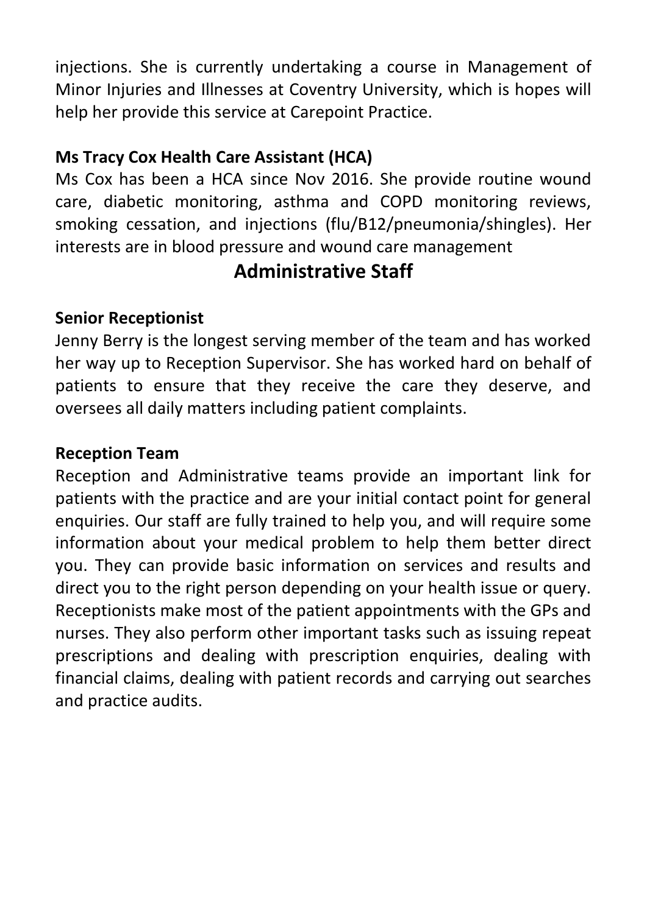injections. She is currently undertaking a course in Management of Minor Injuries and Illnesses at Coventry University, which is hopes will help her provide this service at Carepoint Practice.

**Ms Tracy Cox Health Care Assistant (HCA)**

Ms Cox has been a HCA since Nov 2016. She provide routine wound care, diabetic monitoring, asthma and COPD monitoring reviews, smoking cessation, and injections (flu/B12/pneumonia/shingles). Her interests are in blood pressure and wound care management

## Administrative Staff

**Senior Receptionist**

Jenny Berry is the longest serving member of the team and has worked her way up to Reception Supervisor. She has worked hard on behalf of patients to ensure that they receive the care they deserve, and oversees all daily matters including patient complaints.

**Reception Team**

Reception and Administrative teams provide an important link for patients with the practice and are your initial contact point for general enquiries. Our staff are fully trained to help you, and will require some information about your medical problem to help them better direct you. They can provide basic information on services and results and direct you to the right person depending on your health issue or query. Receptionists make most of the patient appointments with the GPs and nurses. They also perform other important tasks such as issuing repeat prescriptions and dealing with prescription enquiries, dealing with financial claims, dealing with patient records and carrying out searches and practice audits.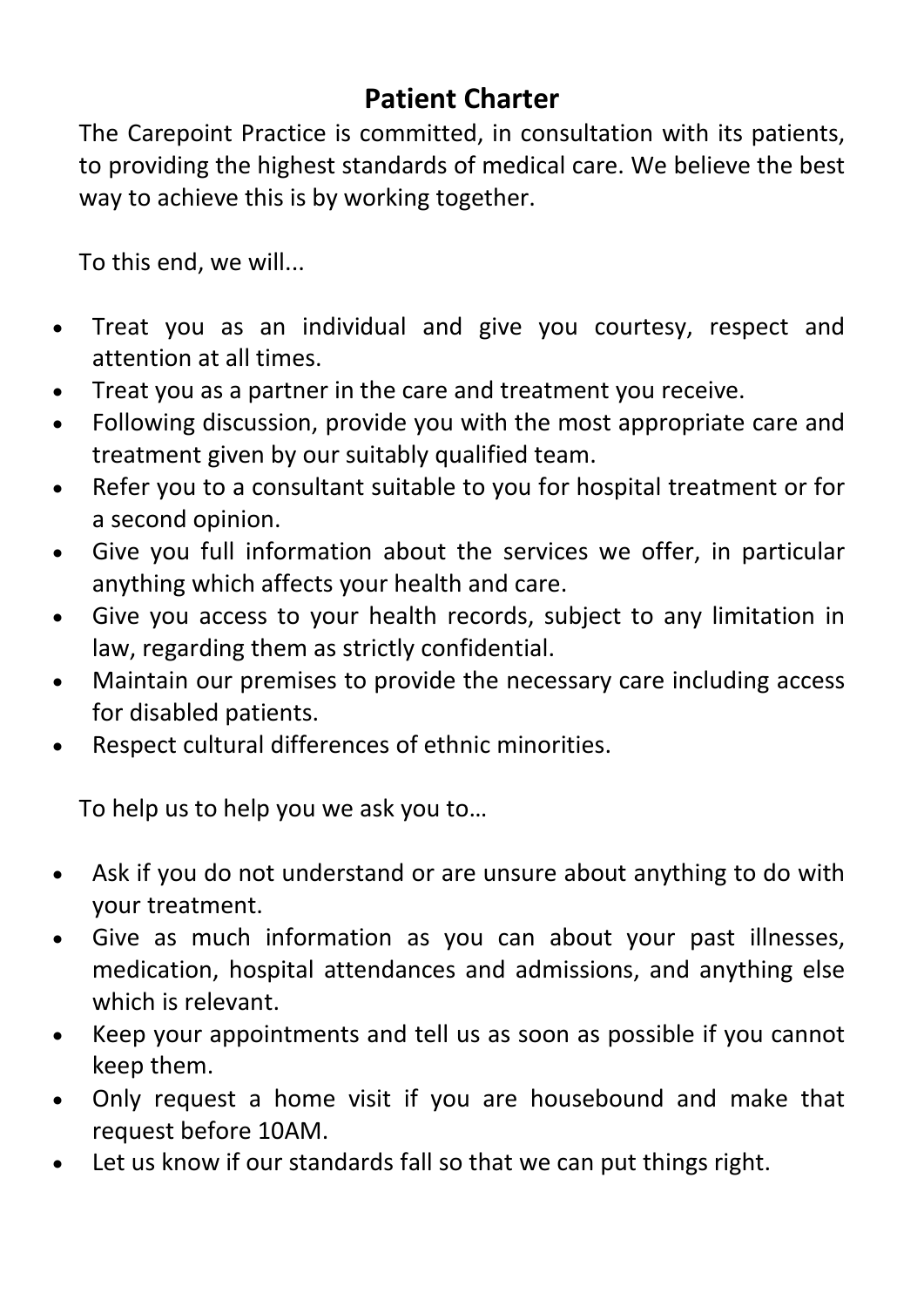## Patient Charter

The Carepoint Practice is committed, in consultation with its patients, to providing the highest standards of medical care. We believe the best way to achieve this is by working together.

To this end, we will...

- Treat you as an individual and give you courtesy, respect and attention at all times.
- Treat you as a partner in the care and treatment you receive.
- Following discussion, provide you with the most appropriate care and treatment given by our suitably qualified team.
- Refer you to a consultant suitable to you for hospital treatment or for a second opinion.
- Give you full information about the services we offer, in particular anything which affects your health and care.
- Give you access to your health records, subject to any limitation in law, regarding them as strictly confidential.
- Maintain our premises to provide the necessary care including access for disabled patients.
- Respect cultural differences of ethnic minorities.

To help us to help you we ask you to…

- Ask if you do not understand or are unsure about anything to do with your treatment.
- Give as much information as you can about your past illnesses, medication, hospital attendances and admissions, and anything else which is relevant.
- Keep your appointments and tell us as soon as possible if you cannot keep them.
- Only request a home visit if you are housebound and make that request before 10AM.
- Let us know if our standards fall so that we can put things right.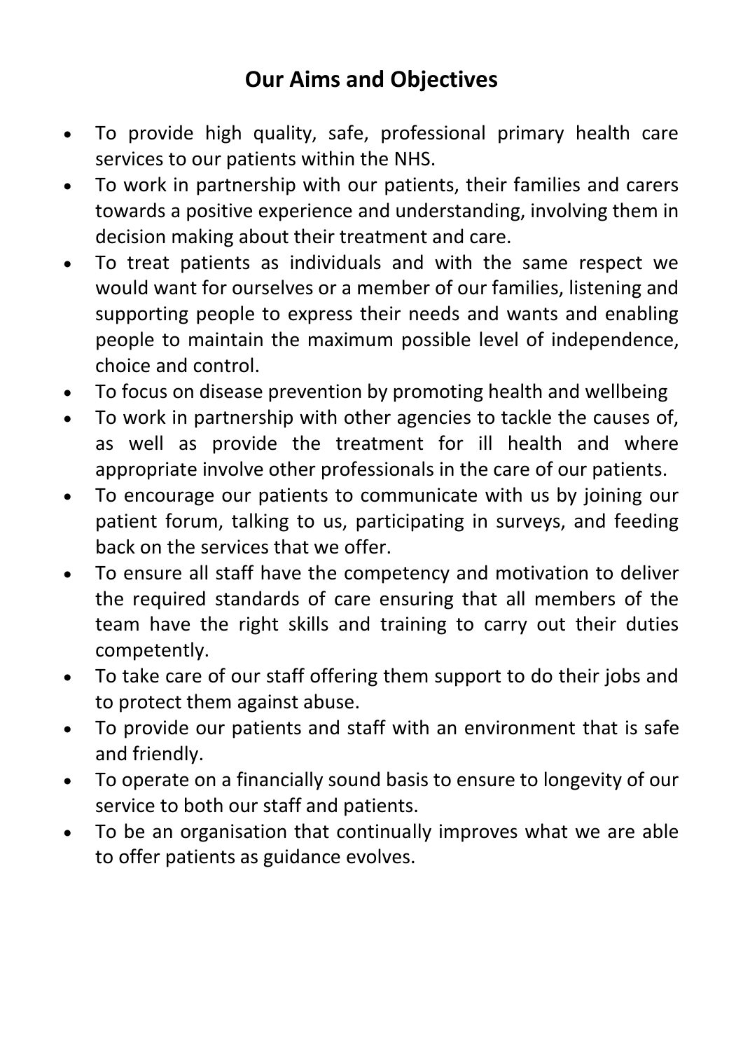## Our Aims and Objectives

- To provide high quality, safe, professional primary health care services to our patients within the NHS.
- To work in partnership with our patients, their families and carers towards a positive experience and understanding, involving them in decision making about their treatment and care.
- To treat patients as individuals and with the same respect we would want for ourselves or a member of our families, listening and supporting people to express their needs and wants and enabling people to maintain the maximum possible level of independence, choice and control.
- To focus on disease prevention by promoting health and wellbeing
- To work in partnership with other agencies to tackle the causes of, as well as provide the treatment for ill health and where appropriate involve other professionals in the care of our patients.
- To encourage our patients to communicate with us by joining our patient forum, talking to us, participating in surveys, and feeding back on the services that we offer.
- To ensure all staff have the competency and motivation to deliver the required standards of care ensuring that all members of the team have the right skills and training to carry out their duties competently.
- To take care of our staff offering them support to do their jobs and to protect them against abuse.
- To provide our patients and staff with an environment that is safe and friendly.
- To operate on a financially sound basis to ensure to longevity of our service to both our staff and patients.
- To be an organisation that continually improves what we are able to offer patients as guidance evolves.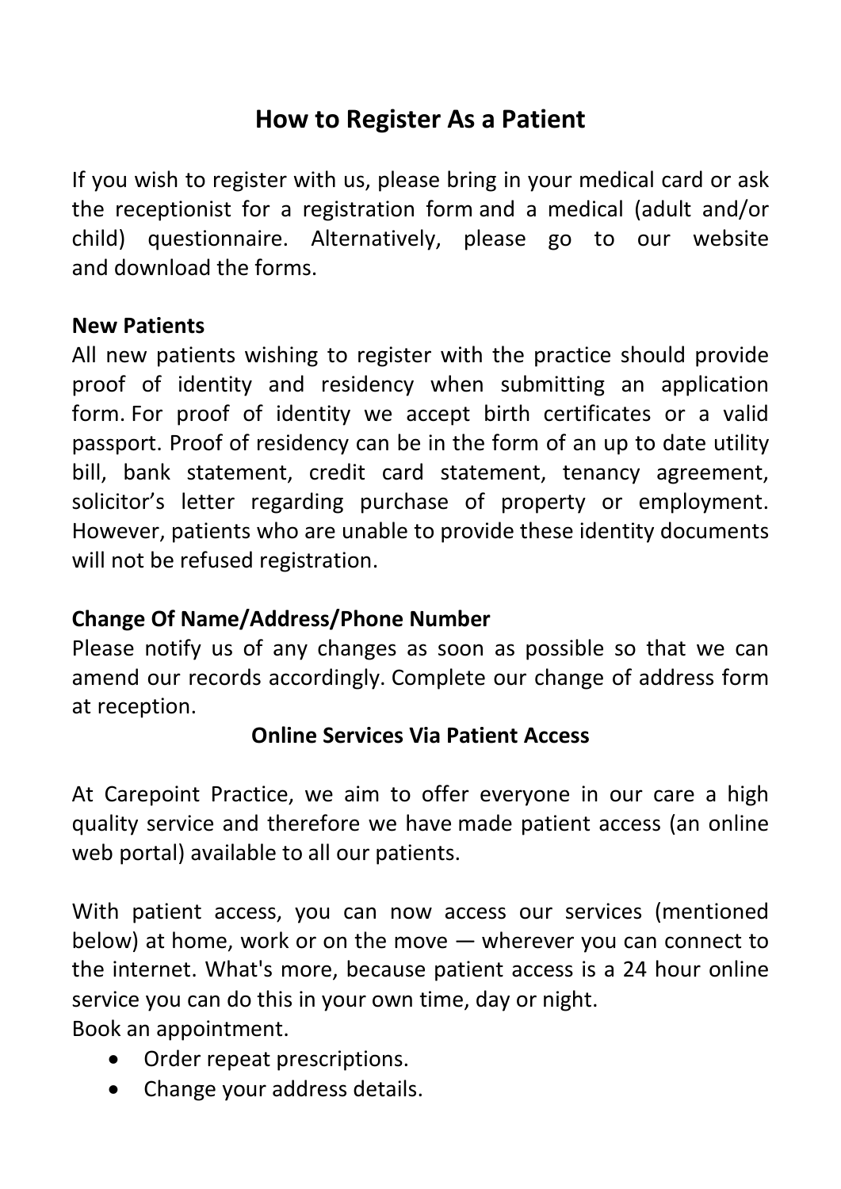# How to Register As a Patient

If you wish to register with us, please bring in your medical card or ask the receptionist for a registration form and a medical (adult and/or child) questionnaire. Alternatively, please go to our website and download the forms.

**New Patients**
All new patients wishing to register with the practice should provide proof of identity and residency when submitting an application form. For proof of identity we accept birth certificates or a valid passport. Proof of residency can be in the form of an up to date utility bill, bank statement, credit card statement, tenancy agreement, solicitor's letter regarding purchase of property or employment. However, patients who are unable to provide these identity documents will not be refused registration.

**Change Of Name/Address/Phone Number**
Please notify us of any changes as soon as possible so that we can amend our records accordingly. Complete our change of address form at reception.

## Online Services Via Patient Access

At Carepoint Practice, we aim to offer everyone in our care a high quality service and therefore we have made patient access (an online web portal) available to all our patients.

With patient access, you can now access our services (mentioned below) at home, work or on the move — wherever you can connect to the internet. What's more, because patient access is a 24 hour online service you can do this in your own time, day or night.
Book an appointment.

- Order repeat prescriptions.
- Change your address details.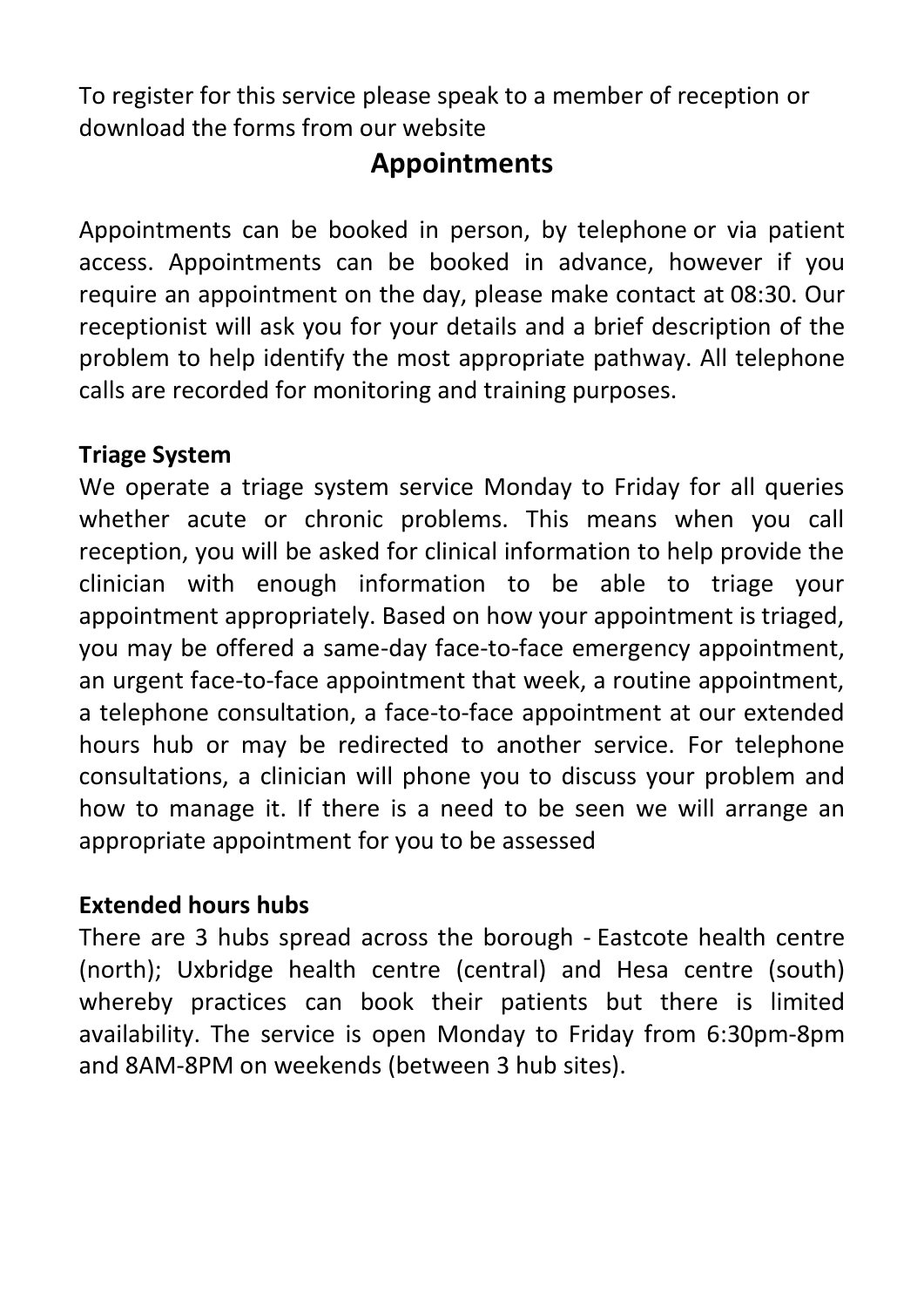To register for this service please speak to a member of reception or download the forms from our website

## Appointments

Appointments can be booked in person, by telephone or via patient access. Appointments can be booked in advance, however if you require an appointment on the day, please make contact at 08:30. Our receptionist will ask you for your details and a brief description of the problem to help identify the most appropriate pathway. All telephone calls are recorded for monitoring and training purposes.

**Triage System**

We operate a triage system service Monday to Friday for all queries whether acute or chronic problems. This means when you call reception, you will be asked for clinical information to help provide the clinician with enough information to be able to triage your appointment appropriately. Based on how your appointment is triaged, you may be offered a same-day face-to-face emergency appointment, an urgent face-to-face appointment that week, a routine appointment, a telephone consultation, a face-to-face appointment at our extended hours hub or may be redirected to another service. For telephone consultations, a clinician will phone you to discuss your problem and how to manage it. If there is a need to be seen we will arrange an appropriate appointment for you to be assessed

**Extended hours hubs**

There are 3 hubs spread across the borough - Eastcote health centre (north); Uxbridge health centre (central) and Hesa centre (south) whereby practices can book their patients but there is limited availability. The service is open Monday to Friday from 6:30pm-8pm and 8AM-8PM on weekends (between 3 hub sites).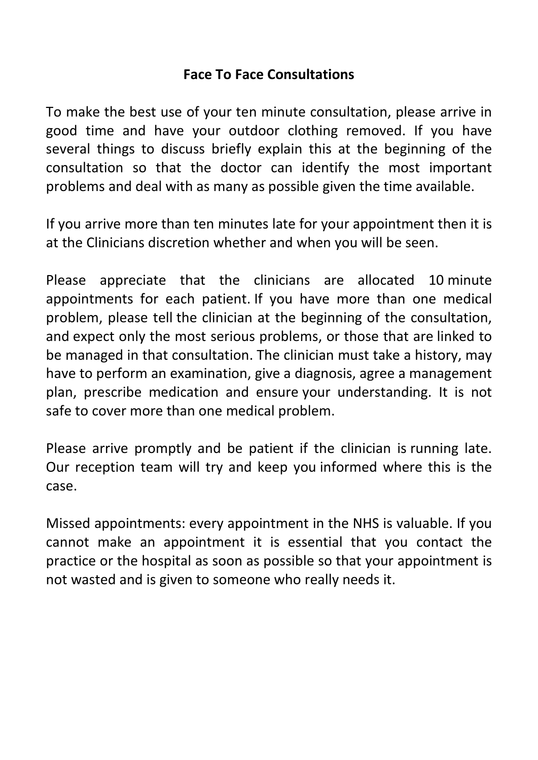**Face To Face Consultations**

To make the best use of your ten minute consultation, please arrive in good time and have your outdoor clothing removed. If you have several things to discuss briefly explain this at the beginning of the consultation so that the doctor can identify the most important problems and deal with as many as possible given the time available.

If you arrive more than ten minutes late for your appointment then it is at the Clinicians discretion whether and when you will be seen.

Please appreciate that the clinicians are allocated 10 minute appointments for each patient. If you have more than one medical problem, please tell the clinician at the beginning of the consultation, and expect only the most serious problems, or those that are linked to be managed in that consultation. The clinician must take a history, may have to perform an examination, give a diagnosis, agree a management plan, prescribe medication and ensure your understanding. It is not safe to cover more than one medical problem.

Please arrive promptly and be patient if the clinician is running late. Our reception team will try and keep you informed where this is the case.

Missed appointments: every appointment in the NHS is valuable. If you cannot make an appointment it is essential that you contact the practice or the hospital as soon as possible so that your appointment is not wasted and is given to someone who really needs it.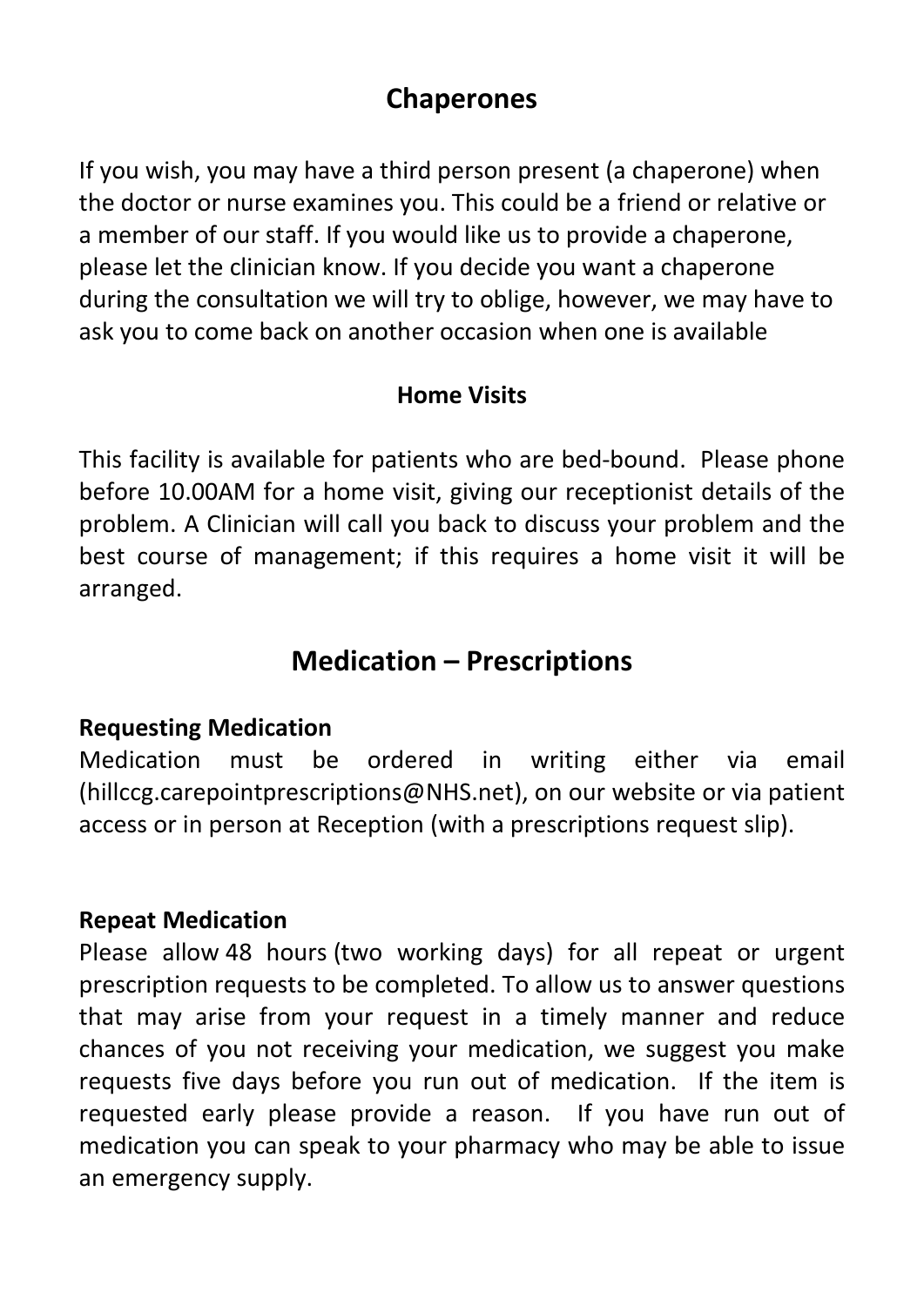## Chaperones

If you wish, you may have a third person present (a chaperone) when the doctor or nurse examines you. This could be a friend or relative or a member of our staff. If you would like us to provide a chaperone, please let the clinician know. If you decide you want a chaperone during the consultation we will try to oblige, however, we may have to ask you to come back on another occasion when one is available

### Home Visits

This facility is available for patients who are bed-bound. Please phone before 10.00AM for a home visit, giving our receptionist details of the problem. A Clinician will call you back to discuss your problem and the best course of management; if this requires a home visit it will be arranged.

## Medication – Prescriptions

**Requesting Medication**
Medication must be ordered in writing either via email (hillccg.carepointprescriptions@NHS.net), on our website or via patient access or in person at Reception (with a prescriptions request slip).

**Repeat Medication**
Please allow 48 hours (two working days) for all repeat or urgent prescription requests to be completed. To allow us to answer questions that may arise from your request in a timely manner and reduce chances of you not receiving your medication, we suggest you make requests five days before you run out of medication. If the item is requested early please provide a reason. If you have run out of medication you can speak to your pharmacy who may be able to issue an emergency supply.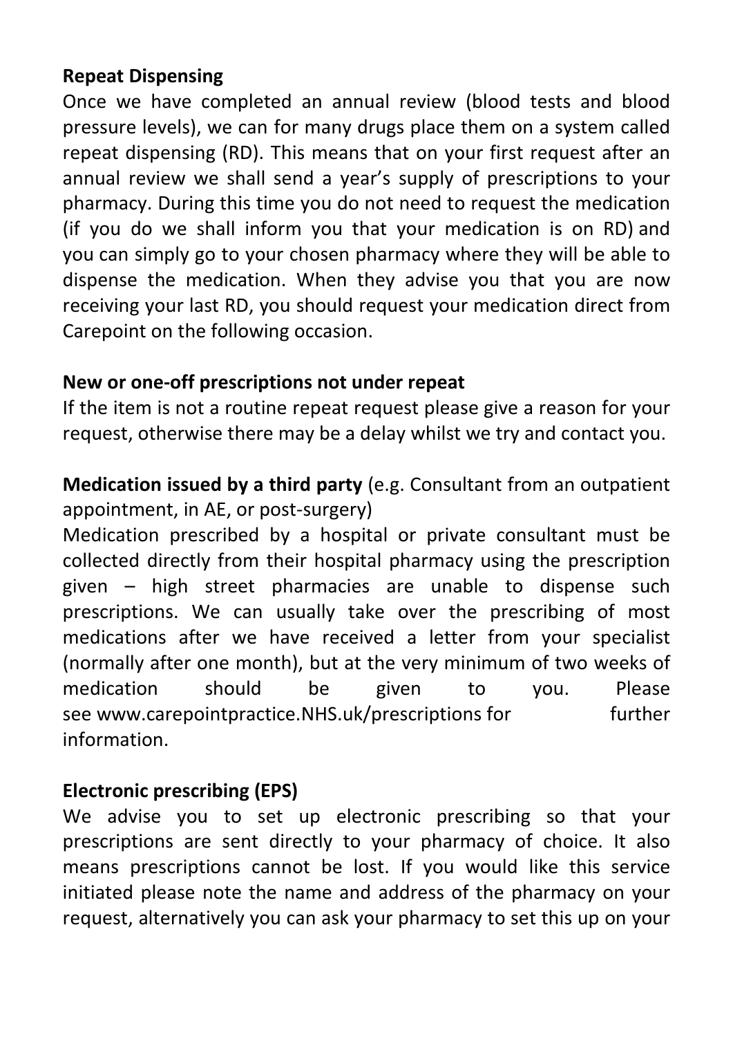**Repeat Dispensing**

Once we have completed an annual review (blood tests and blood pressure levels), we can for many drugs place them on a system called repeat dispensing (RD). This means that on your first request after an annual review we shall send a year's supply of prescriptions to your pharmacy. During this time you do not need to request the medication (if you do we shall inform you that your medication is on RD) and you can simply go to your chosen pharmacy where they will be able to dispense the medication. When they advise you that you are now receiving your last RD, you should request your medication direct from Carepoint on the following occasion.

**New or one-off prescriptions not under repeat**

If the item is not a routine repeat request please give a reason for your request, otherwise there may be a delay whilst we try and contact you.

**Medication issued by a third party** (e.g. Consultant from an outpatient appointment, in AE, or post-surgery)

Medication prescribed by a hospital or private consultant must be collected directly from their hospital pharmacy using the prescription given – high street pharmacies are unable to dispense such prescriptions. We can usually take over the prescribing of most medications after we have received a letter from your specialist (normally after one month), but at the very minimum of two weeks of medication should be given to you. Please see www.carepointpractice.NHS.uk/prescriptions for further information.

**Electronic prescribing (EPS)**

We advise you to set up electronic prescribing so that your prescriptions are sent directly to your pharmacy of choice. It also means prescriptions cannot be lost. If you would like this service initiated please note the name and address of the pharmacy on your request, alternatively you can ask your pharmacy to set this up on your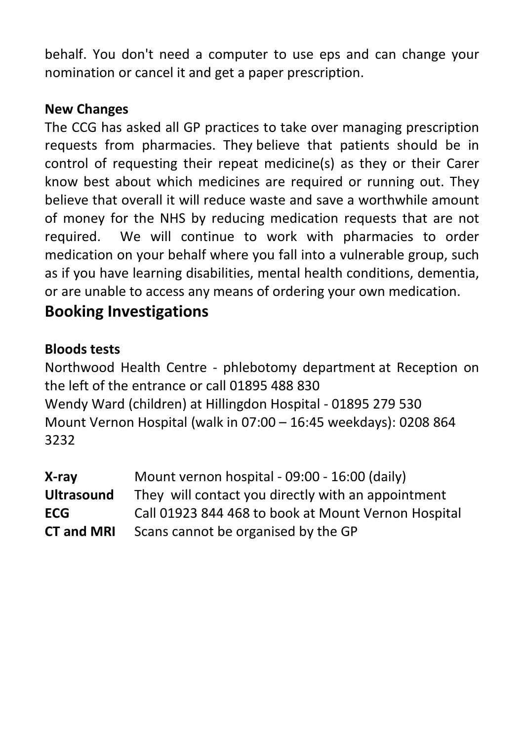behalf. You don't need a computer to use eps and can change your nomination or cancel it and get a paper prescription.

### New Changes

The CCG has asked all GP practices to take over managing prescription requests from pharmacies. They believe that patients should be in control of requesting their repeat medicine(s) as they or their Carer know best about which medicines are required or running out. They believe that overall it will reduce waste and save a worthwhile amount of money for the NHS by reducing medication requests that are not required. We will continue to work with pharmacies to order medication on your behalf where you fall into a vulnerable group, such as if you have learning disabilities, mental health conditions, dementia, or are unable to access any means of ordering your own medication.

## Booking Investigations

### Bloods tests

Northwood Health Centre - phlebotomy department at Reception on the left of the entrance or call 01895 488 830
Wendy Ward (children) at Hillingdon Hospital - 01895 279 530
Mount Vernon Hospital (walk in 07:00 – 16:45 weekdays): 0208 864 3232

| | |
|---|---|
| **X-ray** | Mount vernon hospital - 09:00 - 16:00 (daily) |
| **Ultrasound** | They will contact you directly with an appointment |
| **ECG** | Call 01923 844 468 to book at Mount Vernon Hospital |
| **CT and MRI** | Scans cannot be organised by the GP |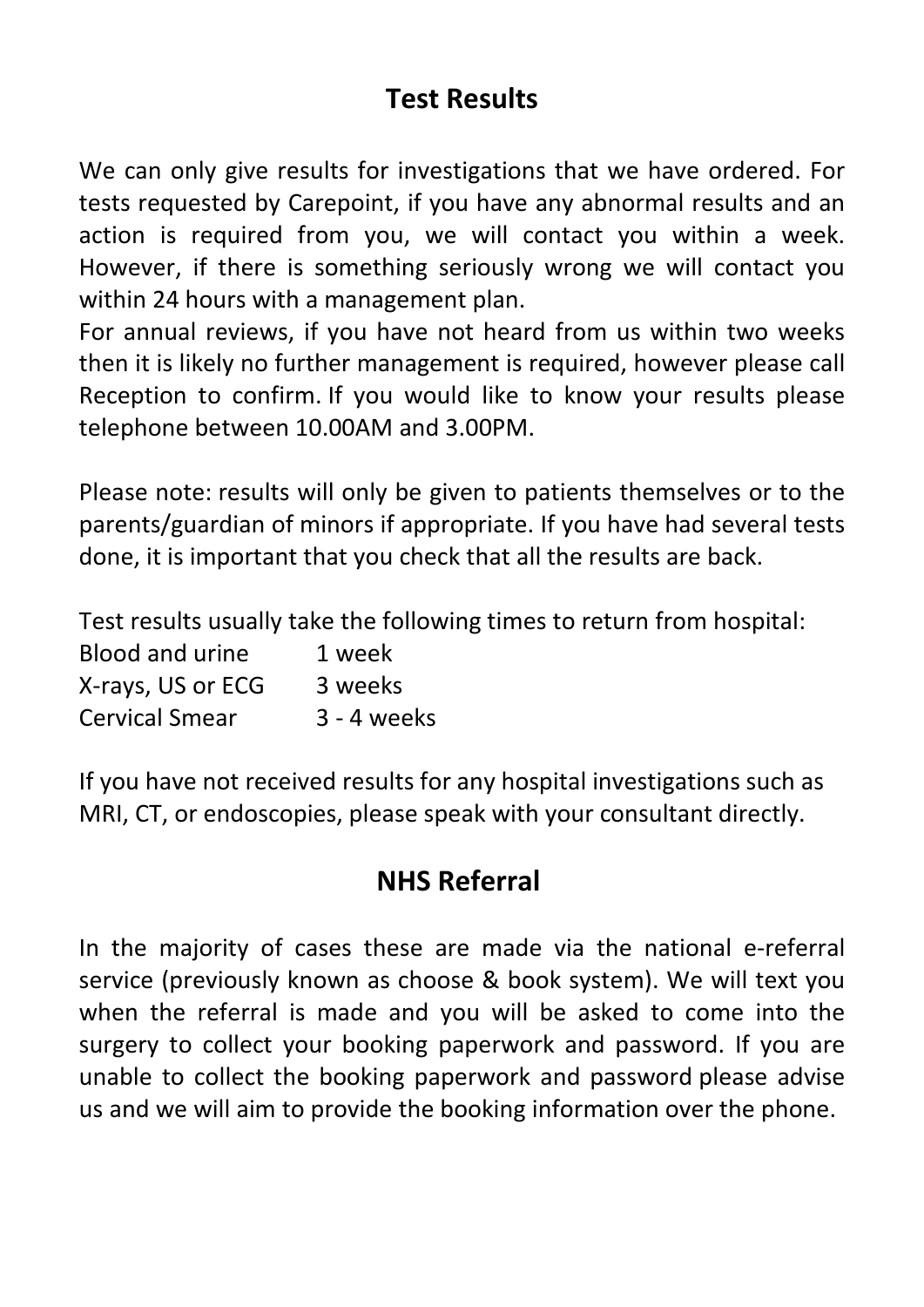## Test Results

We can only give results for investigations that we have ordered. For tests requested by Carepoint, if you have any abnormal results and an action is required from you, we will contact you within a week. However, if there is something seriously wrong we will contact you within 24 hours with a management plan.
For annual reviews, if you have not heard from us within two weeks then it is likely no further management is required, however please call Reception to confirm. If you would like to know your results please telephone between 10.00AM and 3.00PM.

Please note: results will only be given to patients themselves or to the parents/guardian of minors if appropriate. If you have had several tests done, it is important that you check that all the results are back.

Test results usually take the following times to return from hospital:

| | |
|---|---|
| Blood and urine | 1 week |
| X-rays, US or ECG | 3 weeks |
| Cervical Smear | 3 - 4 weeks |

If you have not received results for any hospital investigations such as MRI, CT, or endoscopies, please speak with your consultant directly.

## NHS Referral

In the majority of cases these are made via the national e-referral service (previously known as choose & book system). We will text you when the referral is made and you will be asked to come into the surgery to collect your booking paperwork and password. If you are unable to collect the booking paperwork and password please advise us and we will aim to provide the booking information over the phone.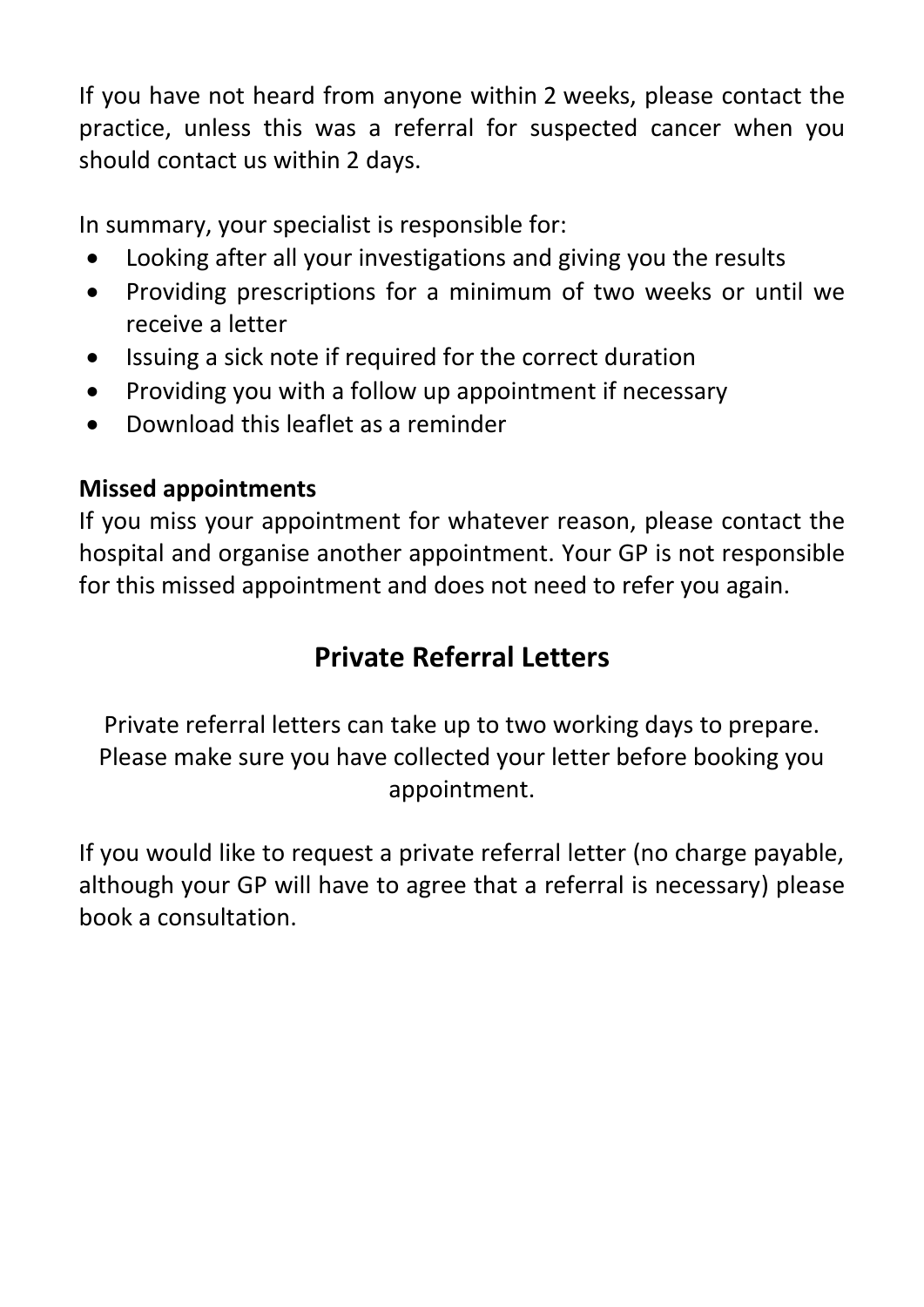If you have not heard from anyone within 2 weeks, please contact the practice, unless this was a referral for suspected cancer when you should contact us within 2 days.

In summary, your specialist is responsible for:

- Looking after all your investigations and giving you the results
- Providing prescriptions for a minimum of two weeks or until we receive a letter
- Issuing a sick note if required for the correct duration
- Providing you with a follow up appointment if necessary
- Download this leaflet as a reminder

**Missed appointments**

If you miss your appointment for whatever reason, please contact the hospital and organise another appointment. Your GP is not responsible for this missed appointment and does not need to refer you again.

## Private Referral Letters

Private referral letters can take up to two working days to prepare. Please make sure you have collected your letter before booking you appointment.

If you would like to request a private referral letter (no charge payable, although your GP will have to agree that a referral is necessary) please book a consultation.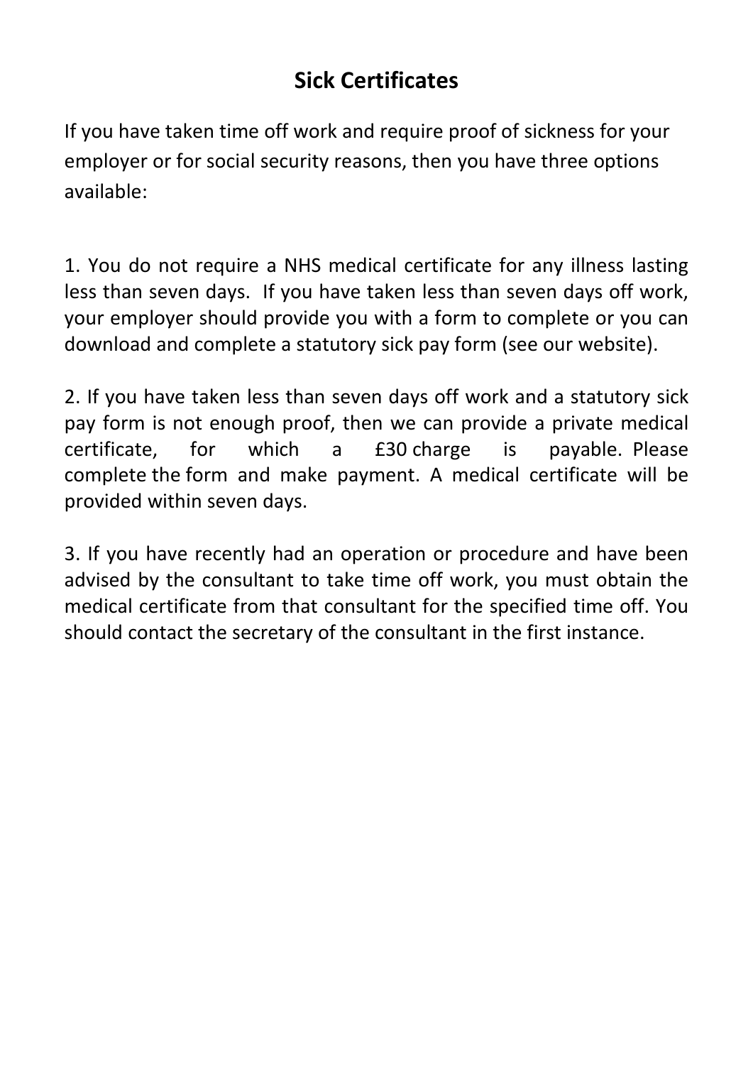# Sick Certificates

If you have taken time off work and require proof of sickness for your employer or for social security reasons, then you have three options available:

1. You do not require a NHS medical certificate for any illness lasting less than seven days. If you have taken less than seven days off work, your employer should provide you with a form to complete or you can download and complete a statutory sick pay form (see our website).

2. If you have taken less than seven days off work and a statutory sick pay form is not enough proof, then we can provide a private medical certificate, for which a £30 charge is payable. Please complete the form and make payment. A medical certificate will be provided within seven days.

3. If you have recently had an operation or procedure and have been advised by the consultant to take time off work, you must obtain the medical certificate from that consultant for the specified time off. You should contact the secretary of the consultant in the first instance.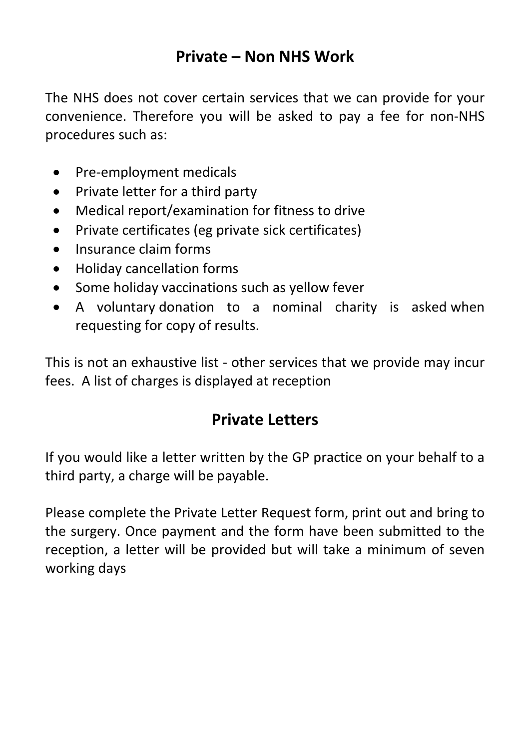## Private – Non NHS Work

The NHS does not cover certain services that we can provide for your convenience. Therefore you will be asked to pay a fee for non-NHS procedures such as:

- Pre-employment medicals
- Private letter for a third party
- Medical report/examination for fitness to drive
- Private certificates (eg private sick certificates)
- Insurance claim forms
- Holiday cancellation forms
- Some holiday vaccinations such as yellow fever
- A voluntary donation to a nominal charity is asked when requesting for copy of results.

This is not an exhaustive list - other services that we provide may incur fees. A list of charges is displayed at reception

## Private Letters

If you would like a letter written by the GP practice on your behalf to a third party, a charge will be payable.

Please complete the Private Letter Request form, print out and bring to the surgery. Once payment and the form have been submitted to the reception, a letter will be provided but will take a minimum of seven working days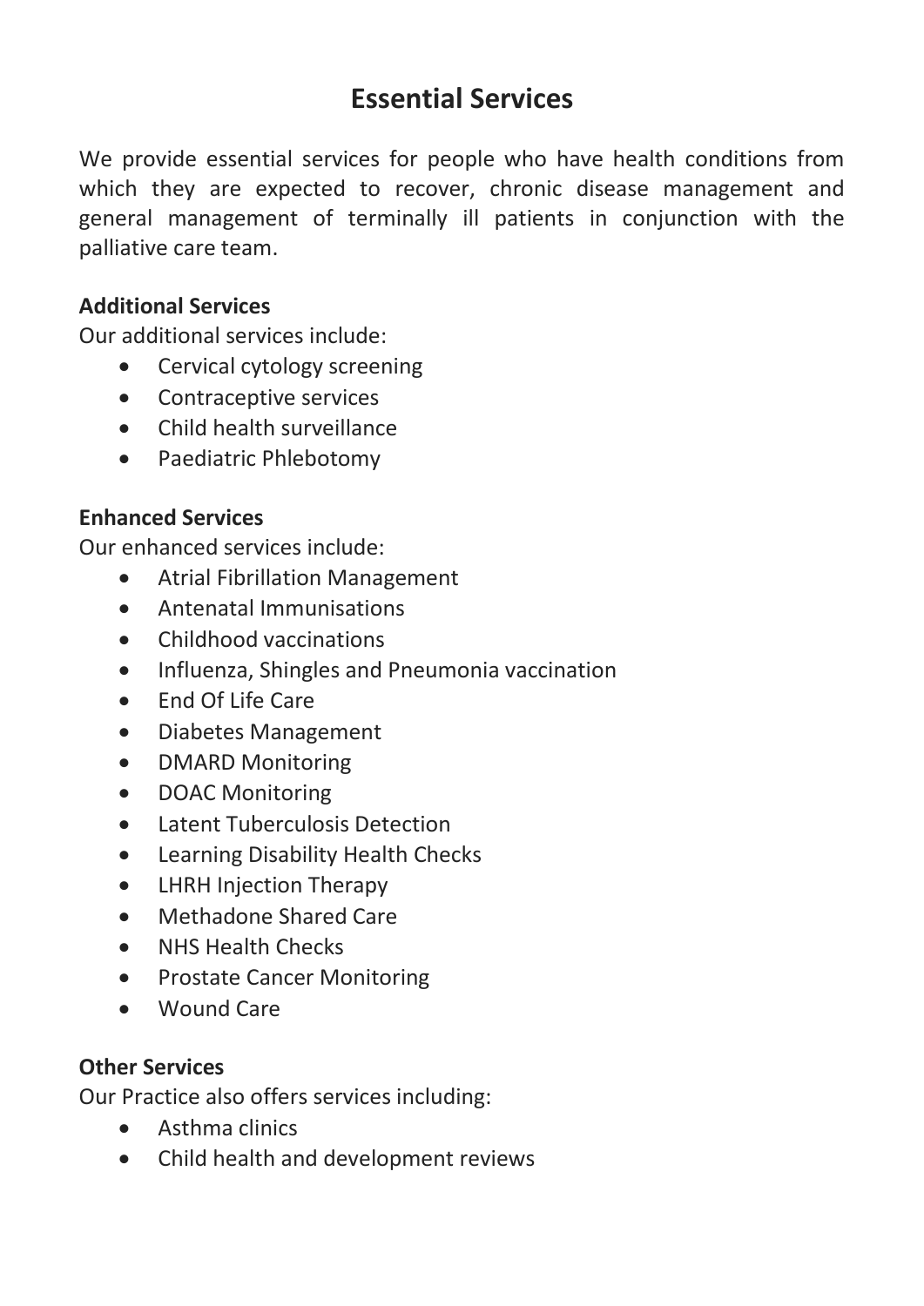# Essential Services

We provide essential services for people who have health conditions from which they are expected to recover, chronic disease management and general management of terminally ill patients in conjunction with the palliative care team.

**Additional Services**

Our additional services include:

- Cervical cytology screening
- Contraceptive services
- Child health surveillance
- Paediatric Phlebotomy

**Enhanced Services**

Our enhanced services include:

- Atrial Fibrillation Management
- Antenatal Immunisations
- Childhood vaccinations
- Influenza, Shingles and Pneumonia vaccination
- End Of Life Care
- Diabetes Management
- DMARD Monitoring
- DOAC Monitoring
- Latent Tuberculosis Detection
- Learning Disability Health Checks
- LHRH Injection Therapy
- Methadone Shared Care
- NHS Health Checks
- Prostate Cancer Monitoring
- Wound Care

**Other Services**

Our Practice also offers services including:

- Asthma clinics
- Child health and development reviews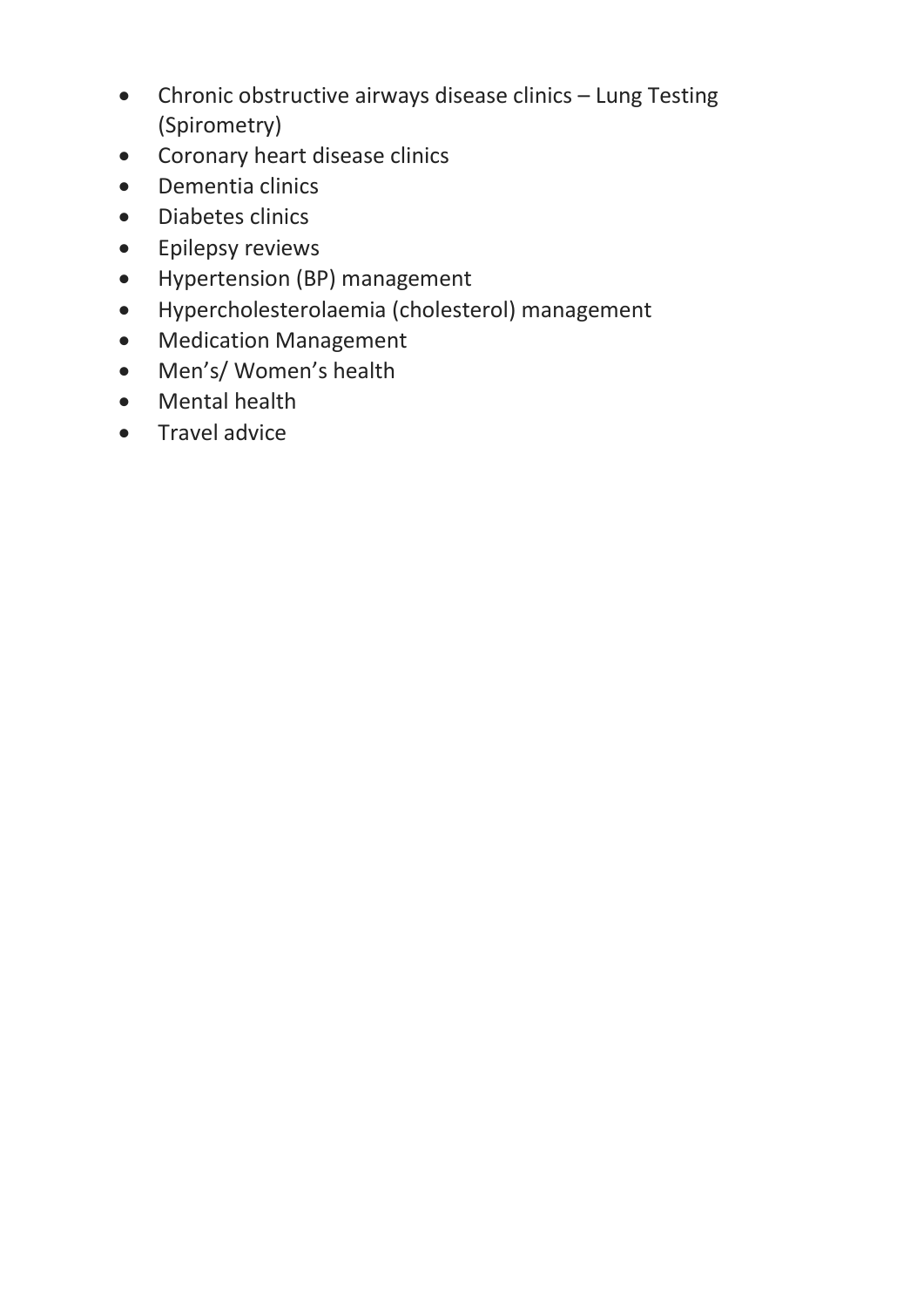- Chronic obstructive airways disease clinics – Lung Testing (Spirometry)
- Coronary heart disease clinics
- Dementia clinics
- Diabetes clinics
- Epilepsy reviews
- Hypertension (BP) management
- Hypercholesterolaemia (cholesterol) management
- Medication Management
- Men's/ Women's health
- Mental health
- Travel advice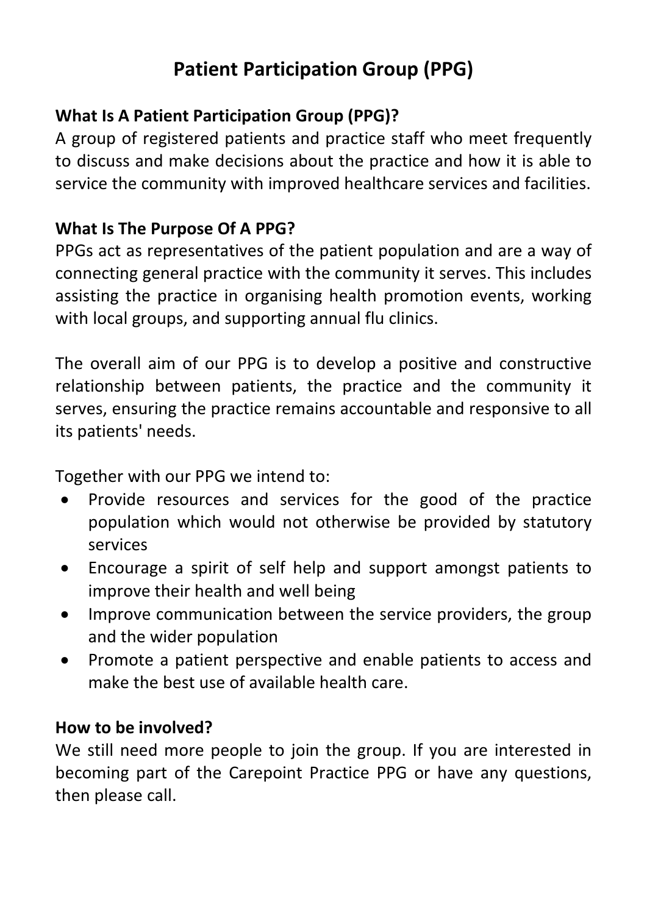# Patient Participation Group (PPG)

## What Is A Patient Participation Group (PPG)?

A group of registered patients and practice staff who meet frequently to discuss and make decisions about the practice and how it is able to service the community with improved healthcare services and facilities.

## What Is The Purpose Of A PPG?

PPGs act as representatives of the patient population and are a way of connecting general practice with the community it serves. This includes assisting the practice in organising health promotion events, working with local groups, and supporting annual flu clinics.

The overall aim of our PPG is to develop a positive and constructive relationship between patients, the practice and the community it serves, ensuring the practice remains accountable and responsive to all its patients' needs.

Together with our PPG we intend to:

- Provide resources and services for the good of the practice population which would not otherwise be provided by statutory services
- Encourage a spirit of self help and support amongst patients to improve their health and well being
- Improve communication between the service providers, the group and the wider population
- Promote a patient perspective and enable patients to access and make the best use of available health care.

## How to be involved?

We still need more people to join the group. If you are interested in becoming part of the Carepoint Practice PPG or have any questions, then please call.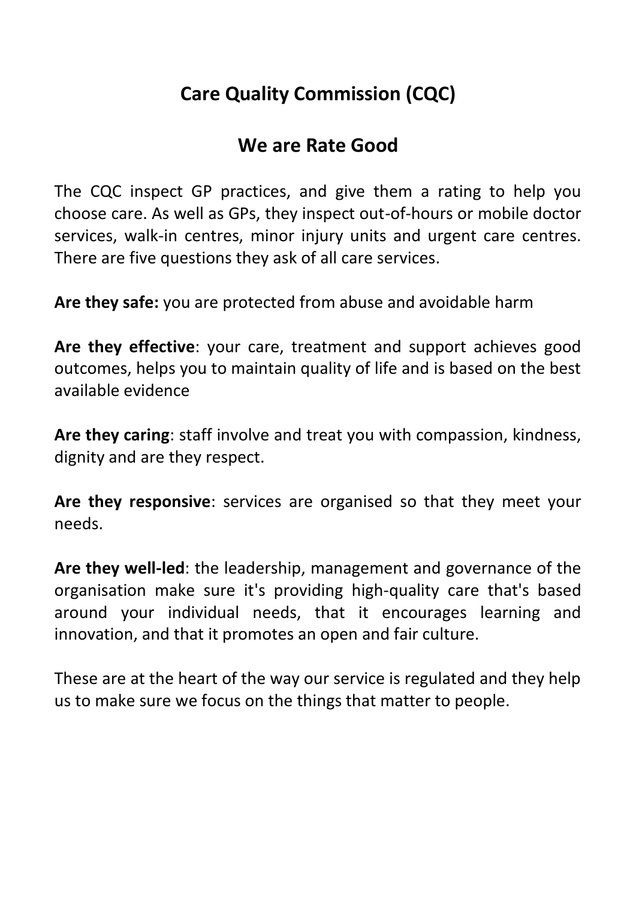# Care Quality Commission (CQC)

## We are Rate Good

The CQC inspect GP practices, and give them a rating to help you choose care. As well as GPs, they inspect out-of-hours or mobile doctor services, walk-in centres, minor injury units and urgent care centres. There are five questions they ask of all care services.

**Are they safe:** you are protected from abuse and avoidable harm

**Are they effective**: your care, treatment and support achieves good outcomes, helps you to maintain quality of life and is based on the best available evidence

**Are they caring**: staff involve and treat you with compassion, kindness, dignity and are they respect.

**Are they responsive**: services are organised so that they meet your needs.

**Are they well-led**: the leadership, management and governance of the organisation make sure it's providing high-quality care that's based around your individual needs, that it encourages learning and innovation, and that it promotes an open and fair culture.

These are at the heart of the way our service is regulated and they help us to make sure we focus on the things that matter to people.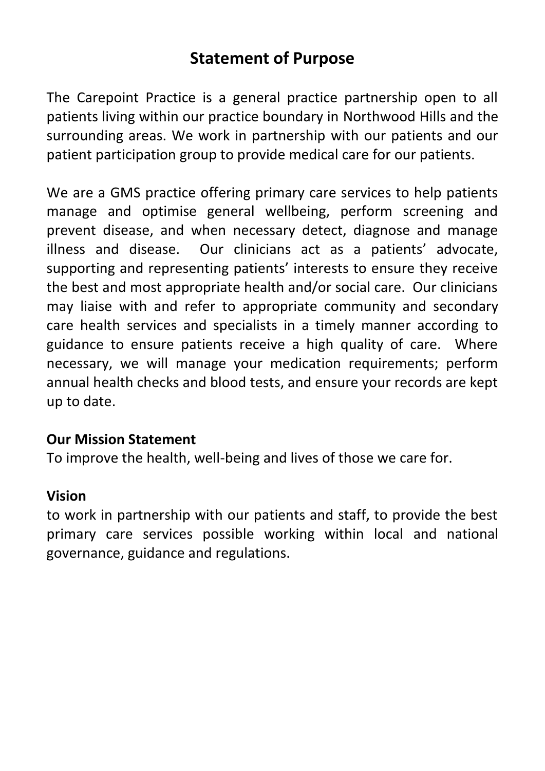# Statement of Purpose

The Carepoint Practice is a general practice partnership open to all patients living within our practice boundary in Northwood Hills and the surrounding areas. We work in partnership with our patients and our patient participation group to provide medical care for our patients.

We are a GMS practice offering primary care services to help patients manage and optimise general wellbeing, perform screening and prevent disease, and when necessary detect, diagnose and manage illness and disease. Our clinicians act as a patients' advocate, supporting and representing patients' interests to ensure they receive the best and most appropriate health and/or social care. Our clinicians may liaise with and refer to appropriate community and secondary care health services and specialists in a timely manner according to guidance to ensure patients receive a high quality of care. Where necessary, we will manage your medication requirements; perform annual health checks and blood tests, and ensure your records are kept up to date.

**Our Mission Statement**

To improve the health, well-being and lives of those we care for.

**Vision**

to work in partnership with our patients and staff, to provide the best primary care services possible working within local and national governance, guidance and regulations.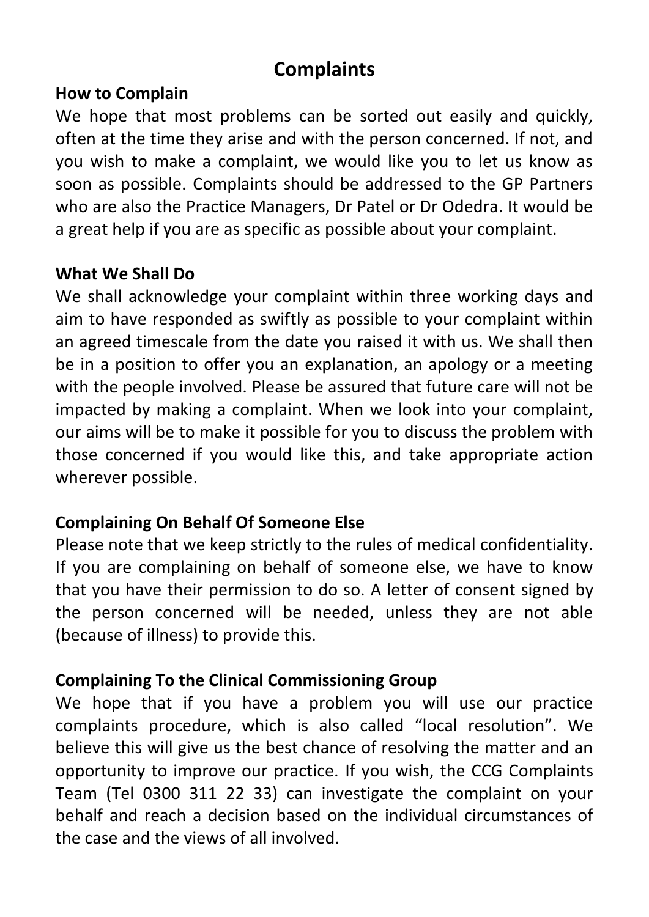# Complaints

## How to Complain

We hope that most problems can be sorted out easily and quickly, often at the time they arise and with the person concerned. If not, and you wish to make a complaint, we would like you to let us know as soon as possible. Complaints should be addressed to the GP Partners who are also the Practice Managers, Dr Patel or Dr Odedra. It would be a great help if you are as specific as possible about your complaint.

## What We Shall Do

We shall acknowledge your complaint within three working days and aim to have responded as swiftly as possible to your complaint within an agreed timescale from the date you raised it with us. We shall then be in a position to offer you an explanation, an apology or a meeting with the people involved. Please be assured that future care will not be impacted by making a complaint. When we look into your complaint, our aims will be to make it possible for you to discuss the problem with those concerned if you would like this, and take appropriate action wherever possible.

## Complaining On Behalf Of Someone Else

Please note that we keep strictly to the rules of medical confidentiality. If you are complaining on behalf of someone else, we have to know that you have their permission to do so. A letter of consent signed by the person concerned will be needed, unless they are not able (because of illness) to provide this.

## Complaining To the Clinical Commissioning Group

We hope that if you have a problem you will use our practice complaints procedure, which is also called "local resolution". We believe this will give us the best chance of resolving the matter and an opportunity to improve our practice. If you wish, the CCG Complaints Team (Tel 0300 311 22 33) can investigate the complaint on your behalf and reach a decision based on the individual circumstances of the case and the views of all involved.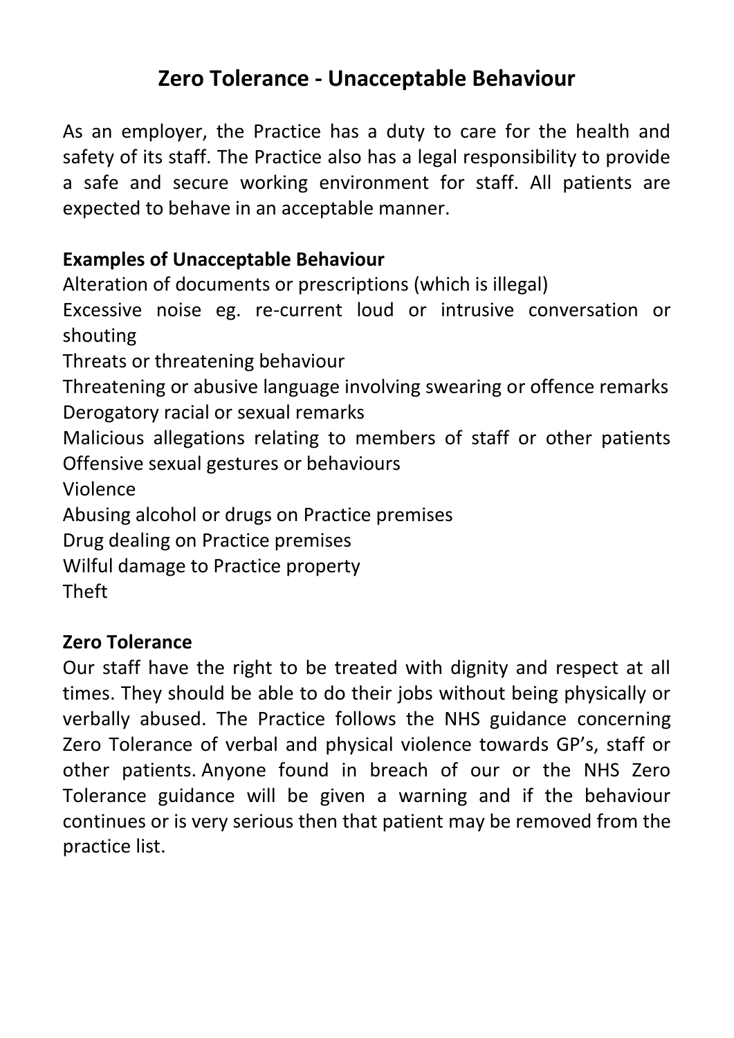# Zero Tolerance - Unacceptable Behaviour

As an employer, the Practice has a duty to care for the health and safety of its staff. The Practice also has a legal responsibility to provide a safe and secure working environment for staff. All patients are expected to behave in an acceptable manner.

**Examples of Unacceptable Behaviour**

Alteration of documents or prescriptions (which is illegal)
Excessive noise eg. re-current loud or intrusive conversation or shouting
Threats or threatening behaviour
Threatening or abusive language involving swearing or offence remarks
Derogatory racial or sexual remarks
Malicious allegations relating to members of staff or other patients
Offensive sexual gestures or behaviours
Violence
Abusing alcohol or drugs on Practice premises
Drug dealing on Practice premises
Wilful damage to Practice property
Theft

**Zero Tolerance**

Our staff have the right to be treated with dignity and respect at all times. They should be able to do their jobs without being physically or verbally abused. The Practice follows the NHS guidance concerning Zero Tolerance of verbal and physical violence towards GP's, staff or other patients. Anyone found in breach of our or the NHS Zero Tolerance guidance will be given a warning and if the behaviour continues or is very serious then that patient may be removed from the practice list.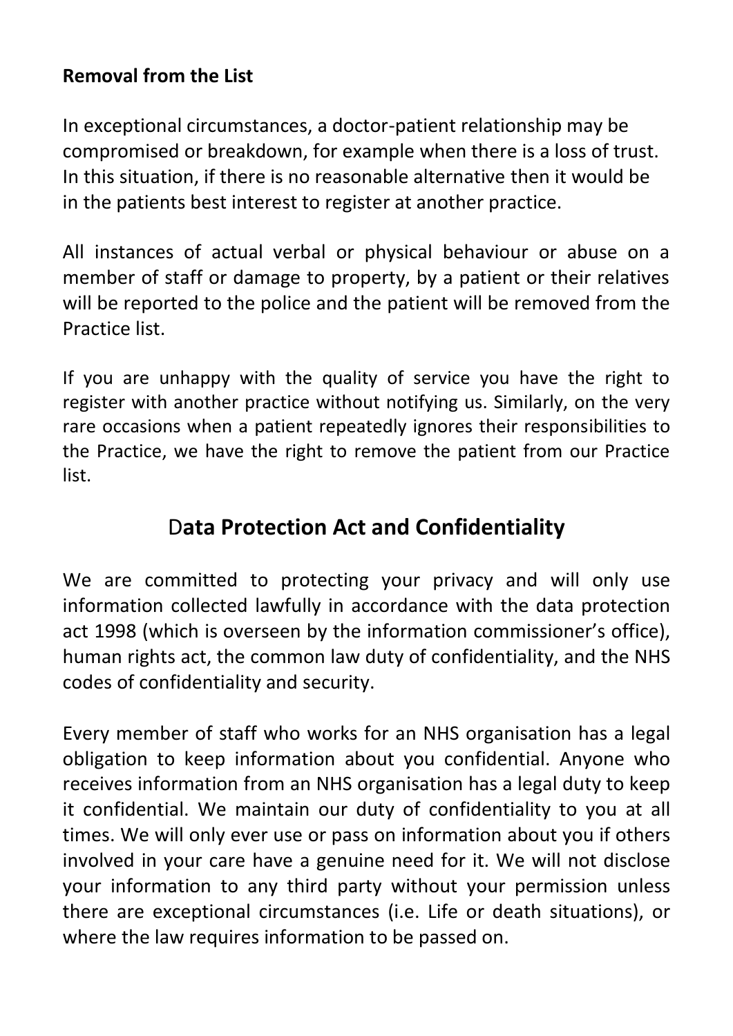**Removal from the List**

In exceptional circumstances, a doctor-patient relationship may be compromised or breakdown, for example when there is a loss of trust. In this situation, if there is no reasonable alternative then it would be in the patients best interest to register at another practice.

All instances of actual verbal or physical behaviour or abuse on a member of staff or damage to property, by a patient or their relatives will be reported to the police and the patient will be removed from the Practice list.

If you are unhappy with the quality of service you have the right to register with another practice without notifying us. Similarly, on the very rare occasions when a patient repeatedly ignores their responsibilities to the Practice, we have the right to remove the patient from our Practice list.

## Data Protection Act and Confidentiality

We are committed to protecting your privacy and will only use information collected lawfully in accordance with the data protection act 1998 (which is overseen by the information commissioner's office), human rights act, the common law duty of confidentiality, and the NHS codes of confidentiality and security.

Every member of staff who works for an NHS organisation has a legal obligation to keep information about you confidential. Anyone who receives information from an NHS organisation has a legal duty to keep it confidential. We maintain our duty of confidentiality to you at all times. We will only ever use or pass on information about you if others involved in your care have a genuine need for it. We will not disclose your information to any third party without your permission unless there are exceptional circumstances (i.e. Life or death situations), or where the law requires information to be passed on.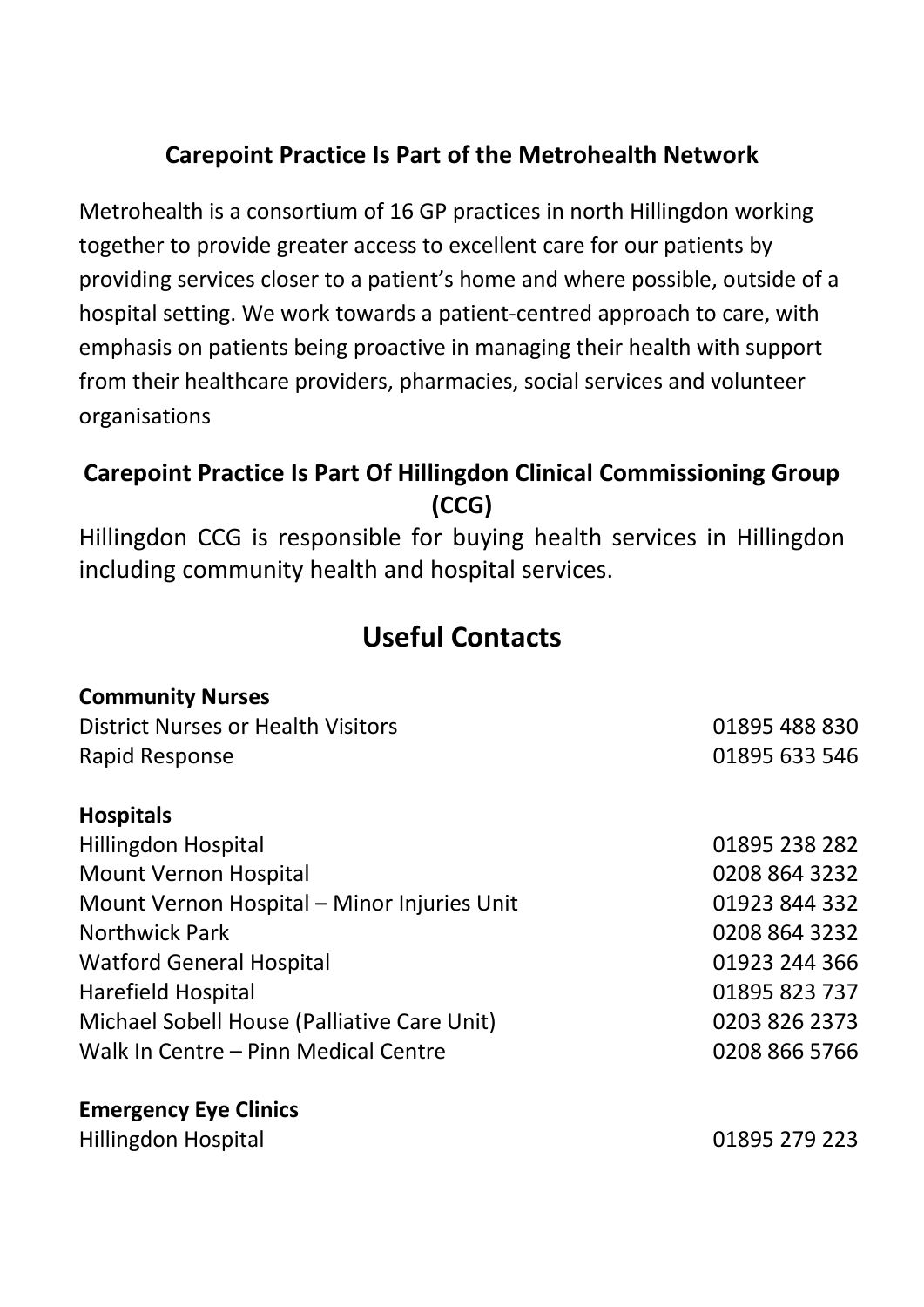## Carepoint Practice Is Part of the Metrohealth Network

Metrohealth is a consortium of 16 GP practices in north Hillingdon working together to provide greater access to excellent care for our patients by providing services closer to a patient's home and where possible, outside of a hospital setting. We work towards a patient-centred approach to care, with emphasis on patients being proactive in managing their health with support from their healthcare providers, pharmacies, social services and volunteer organisations

## Carepoint Practice Is Part Of Hillingdon Clinical Commissioning Group (CCG)

Hillingdon CCG is responsible for buying health services in Hillingdon including community health and hospital services.

# Useful Contacts

**Community Nurses**

| | |
|---|---|
| District Nurses or Health Visitors | 01895 488 830 |
| Rapid Response | 01895 633 546 |

**Hospitals**

| | |
|---|---|
| Hillingdon Hospital | 01895 238 282 |
| Mount Vernon Hospital | 0208 864 3232 |
| Mount Vernon Hospital – Minor Injuries Unit | 01923 844 332 |
| Northwick Park | 0208 864 3232 |
| Watford General Hospital | 01923 244 366 |
| Harefield Hospital | 01895 823 737 |
| Michael Sobell House (Palliative Care Unit) | 0203 826 2373 |
| Walk In Centre – Pinn Medical Centre | 0208 866 5766 |

**Emergency Eye Clinics**

| | |
|---|---|
| Hillingdon Hospital | 01895 279 223 |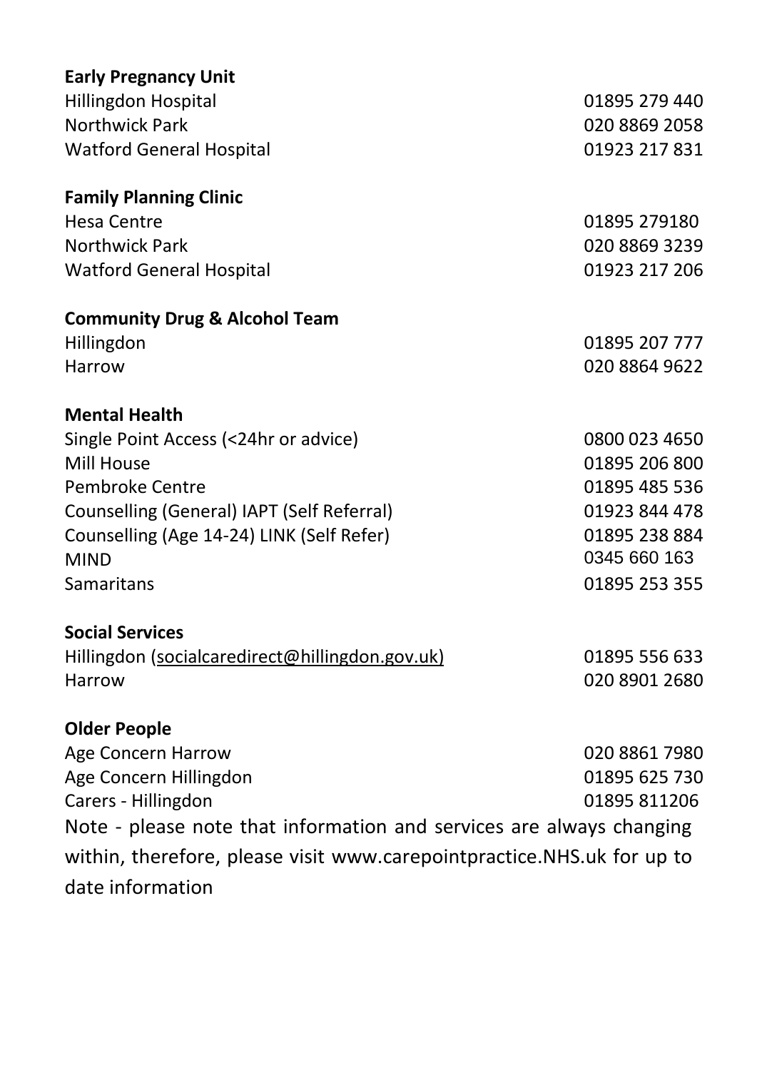**Early Pregnancy Unit**

| | |
|---|---|
| Hillingdon Hospital | 01895 279 440 |
| Northwick Park | 020 8869 2058 |
| Watford General Hospital | 01923 217 831 |

**Family Planning Clinic**

| | |
|---|---|
| Hesa Centre | 01895 279180 |
| Northwick Park | 020 8869 3239 |
| Watford General Hospital | 01923 217 206 |

**Community Drug & Alcohol Team**

| | |
|---|---|
| Hillingdon | 01895 207 777 |
| Harrow | 020 8864 9622 |

**Mental Health**

| | |
|---|---|
| Single Point Access (<24hr or advice) | 0800 023 4650 |
| Mill House | 01895 206 800 |
| Pembroke Centre | 01895 485 536 |
| Counselling (General) IAPT (Self Referral) | 01923 844 478 |
| Counselling (Age 14-24) LINK (Self Refer) | 01895 238 884 |
| MIND | 0345 660 163 |
| Samaritans | 01895 253 355 |

**Social Services**

| | |
|---|---|
| Hillingdon (socialcaredirect@hillingdon.gov.uk) | 01895 556 633 |
| Harrow | 020 8901 2680 |

**Older People**

| | |
|---|---|
| Age Concern Harrow | 020 8861 7980 |
| Age Concern Hillingdon | 01895 625 730 |
| Carers - Hillingdon | 01895 811206 |

Note - please note that information and services are always changing within, therefore, please visit www.carepointpractice.NHS.uk for up to date information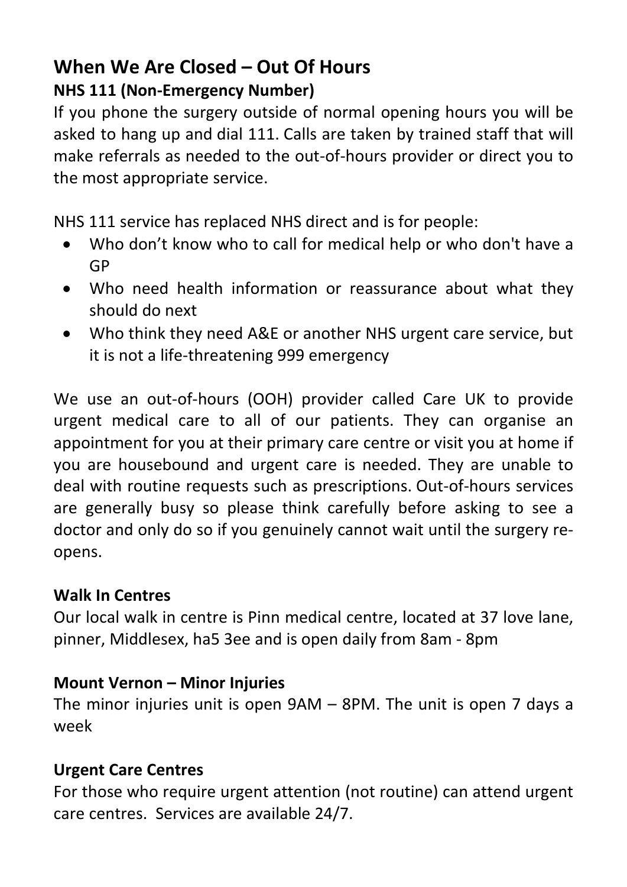## When We Are Closed – Out Of Hours

### NHS 111 (Non-Emergency Number)

If you phone the surgery outside of normal opening hours you will be asked to hang up and dial 111. Calls are taken by trained staff that will make referrals as needed to the out-of-hours provider or direct you to the most appropriate service.

NHS 111 service has replaced NHS direct and is for people:

- Who don't know who to call for medical help or who don't have a GP
- Who need health information or reassurance about what they should do next
- Who think they need A&E or another NHS urgent care service, but it is not a life-threatening 999 emergency

We use an out-of-hours (OOH) provider called Care UK to provide urgent medical care to all of our patients. They can organise an appointment for you at their primary care centre or visit you at home if you are housebound and urgent care is needed. They are unable to deal with routine requests such as prescriptions. Out-of-hours services are generally busy so please think carefully before asking to see a doctor and only do so if you genuinely cannot wait until the surgery re-opens.

### Walk In Centres

Our local walk in centre is Pinn medical centre, located at 37 love lane, pinner, Middlesex, ha5 3ee and is open daily from 8am - 8pm

### Mount Vernon – Minor Injuries

The minor injuries unit is open 9AM – 8PM. The unit is open 7 days a week

### Urgent Care Centres

For those who require urgent attention (not routine) can attend urgent care centres. Services are available 24/7.